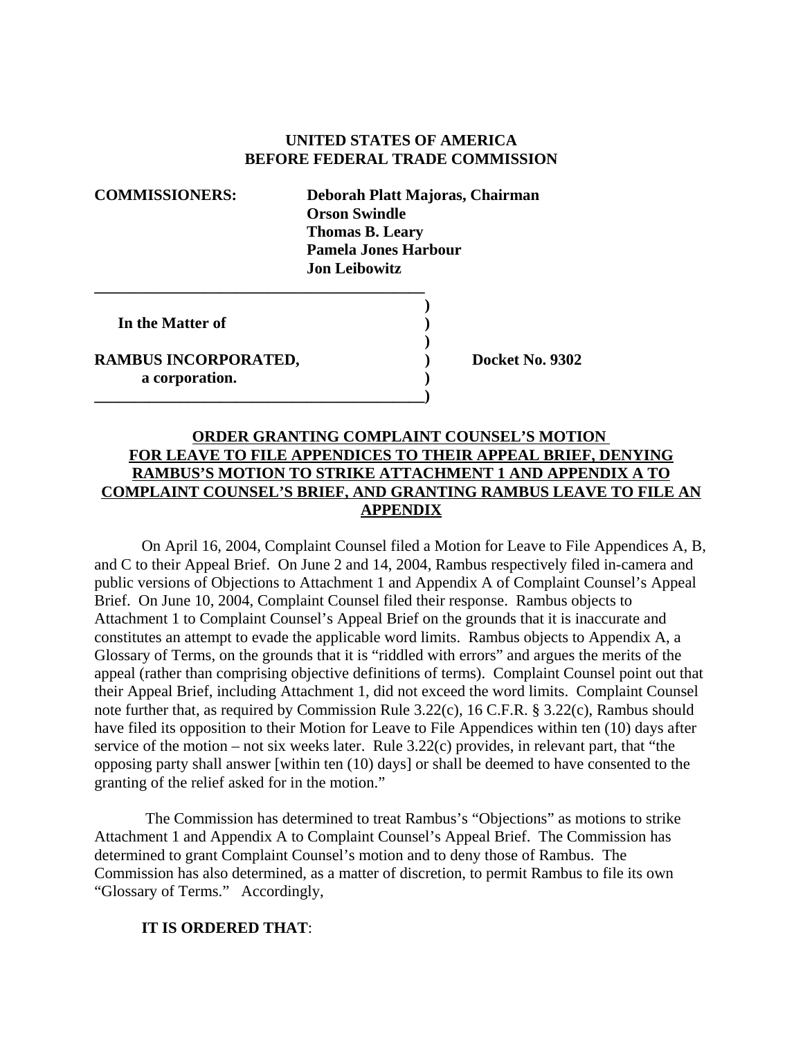**UNITED STATES OF AMERICA**
**BEFORE FEDERAL TRADE COMMISSION**

**COMMISSIONERS:** **Deborah Platt Majoras, Chairman**
**Orson Swindle**
**Thomas B. Leary**
**Pamela Jones Harbour**
**Jon Leibowitz**

| | | |
|---|---|---|
| **In the Matter of** | ) | |
| | ) | |
| **RAMBUS INCORPORATED,** | ) | **Docket No. 9302** |
| **a corporation.** | ) | |

**ORDER GRANTING COMPLAINT COUNSEL'S MOTION FOR LEAVE TO FILE APPENDICES TO THEIR APPEAL BRIEF, DENYING RAMBUS'S MOTION TO STRIKE ATTACHMENT 1 AND APPENDIX A TO COMPLAINT COUNSEL'S BRIEF, AND GRANTING RAMBUS LEAVE TO FILE AN APPENDIX**

On April 16, 2004, Complaint Counsel filed a Motion for Leave to File Appendices A, B, and C to their Appeal Brief. On June 2 and 14, 2004, Rambus respectively filed in-camera and public versions of Objections to Attachment 1 and Appendix A of Complaint Counsel's Appeal Brief. On June 10, 2004, Complaint Counsel filed their response. Rambus objects to Attachment 1 to Complaint Counsel's Appeal Brief on the grounds that it is inaccurate and constitutes an attempt to evade the applicable word limits. Rambus objects to Appendix A, a Glossary of Terms, on the grounds that it is "riddled with errors" and argues the merits of the appeal (rather than comprising objective definitions of terms). Complaint Counsel point out that their Appeal Brief, including Attachment 1, did not exceed the word limits. Complaint Counsel note further that, as required by Commission Rule 3.22(c), 16 C.F.R. § 3.22(c), Rambus should have filed its opposition to their Motion for Leave to File Appendices within ten (10) days after service of the motion – not six weeks later. Rule 3.22(c) provides, in relevant part, that "the opposing party shall answer [within ten (10) days] or shall be deemed to have consented to the granting of the relief asked for in the motion."

The Commission has determined to treat Rambus's "Objections" as motions to strike Attachment 1 and Appendix A to Complaint Counsel's Appeal Brief. The Commission has determined to grant Complaint Counsel's motion and to deny those of Rambus. The Commission has also determined, as a matter of discretion, to permit Rambus to file its own "Glossary of Terms." Accordingly,

**IT IS ORDERED THAT**: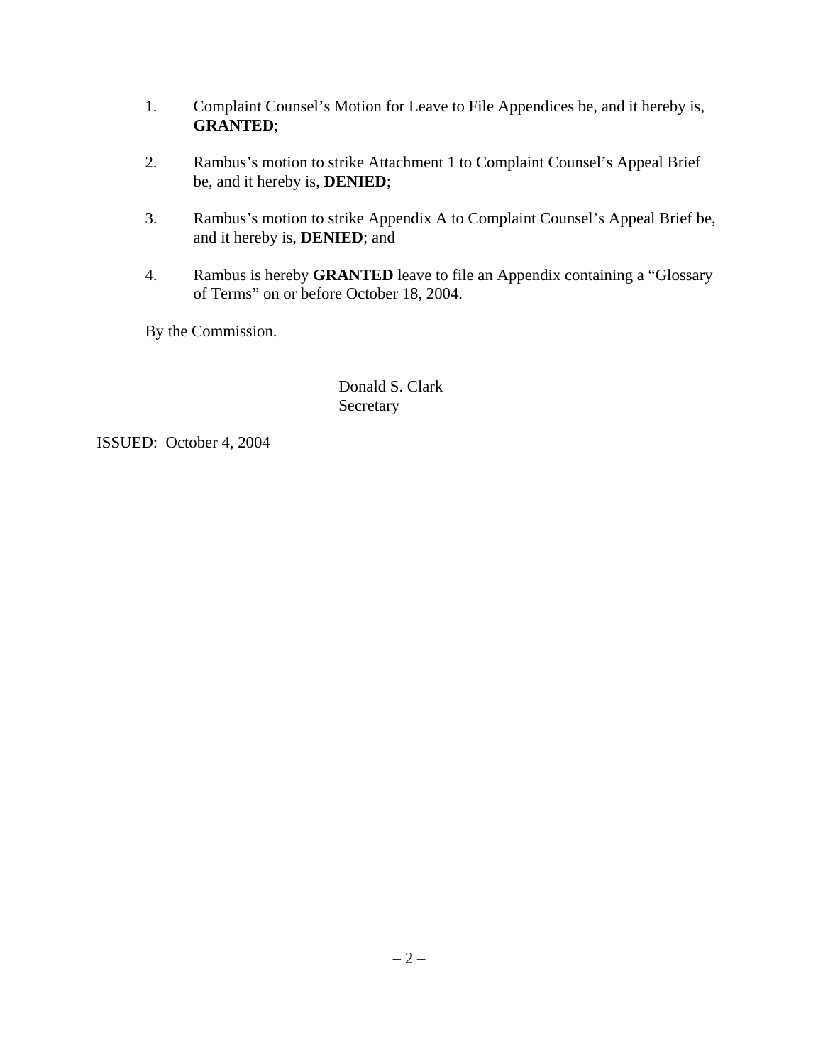1. Complaint Counsel's Motion for Leave to File Appendices be, and it hereby is, **GRANTED**;

2. Rambus's motion to strike Attachment 1 to Complaint Counsel's Appeal Brief be, and it hereby is, **DENIED**;

3. Rambus's motion to strike Appendix A to Complaint Counsel's Appeal Brief be, and it hereby is, **DENIED**; and

4. Rambus is hereby **GRANTED** leave to file an Appendix containing a "Glossary of Terms" on or before October 18, 2004.

By the Commission.

Donald S. Clark
Secretary

ISSUED: October 4, 2004